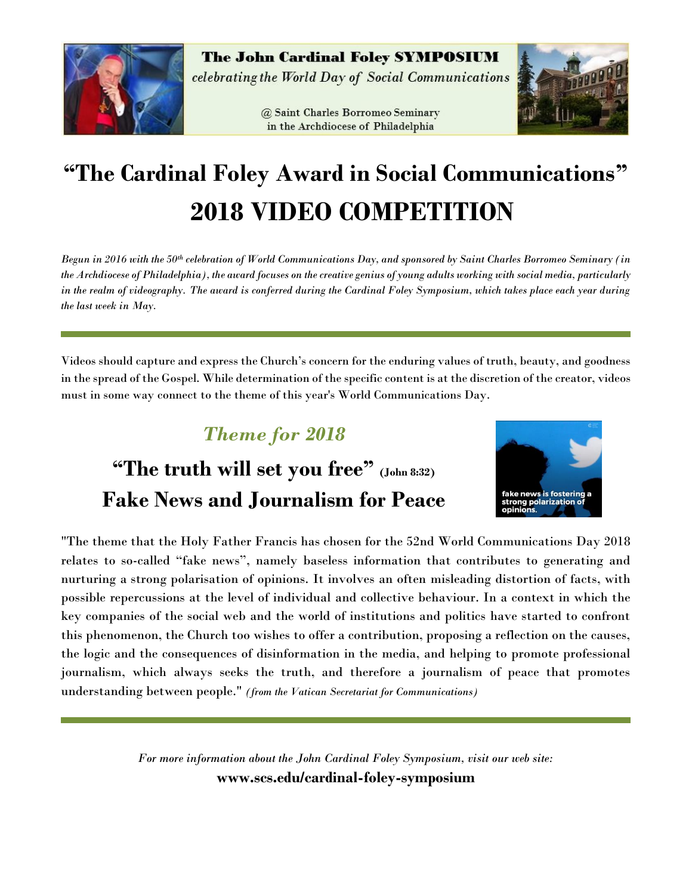**The John Cardinal Foley SYMPOSIUM**

*celebrating the World Day of Social Communications*

@ Saint Charles Borromeo Seminary in the Archdiocese of Philadelphia

# "The Cardinal Foley Award in Social Communications" 2018 VIDEO COMPETITION

*Begun in 2016 with the 50th celebration of World Communications Day, and sponsored by Saint Charles Borromeo Seminary (in the Archdiocese of Philadelphia), the award focuses on the creative genius of young adults working with social media, particularly in the realm of videography. The award is conferred during the Cardinal Foley Symposium, which takes place each year during the last week in May.*

---

Videos should capture and express the Church's concern for the enduring values of truth, beauty, and goodness in the spread of the Gospel. While determination of the specific content is at the discretion of the creator, videos must in some way connect to the theme of this year's World Communications Day.

## *Theme for 2018*

## "The truth will set you free" (John 8:32)
## Fake News and Journalism for Peace

fake news is fostering a strong polarization of opinions.

"The theme that the Holy Father Francis has chosen for the 52nd World Communications Day 2018 relates to so-called "fake news", namely baseless information that contributes to generating and nurturing a strong polarisation of opinions. It involves an often misleading distortion of facts, with possible repercussions at the level of individual and collective behaviour. In a context in which the key companies of the social web and the world of institutions and politics have started to confront this phenomenon, the Church too wishes to offer a contribution, proposing a reflection on the causes, the logic and the consequences of disinformation in the media, and helping to promote professional journalism, which always seeks the truth, and therefore a journalism of peace that promotes understanding between people." *(from the Vatican Secretariat for Communications)*

---

*For more information about the John Cardinal Foley Symposium, visit our web site:*

**www.scs.edu/cardinal-foley-symposium**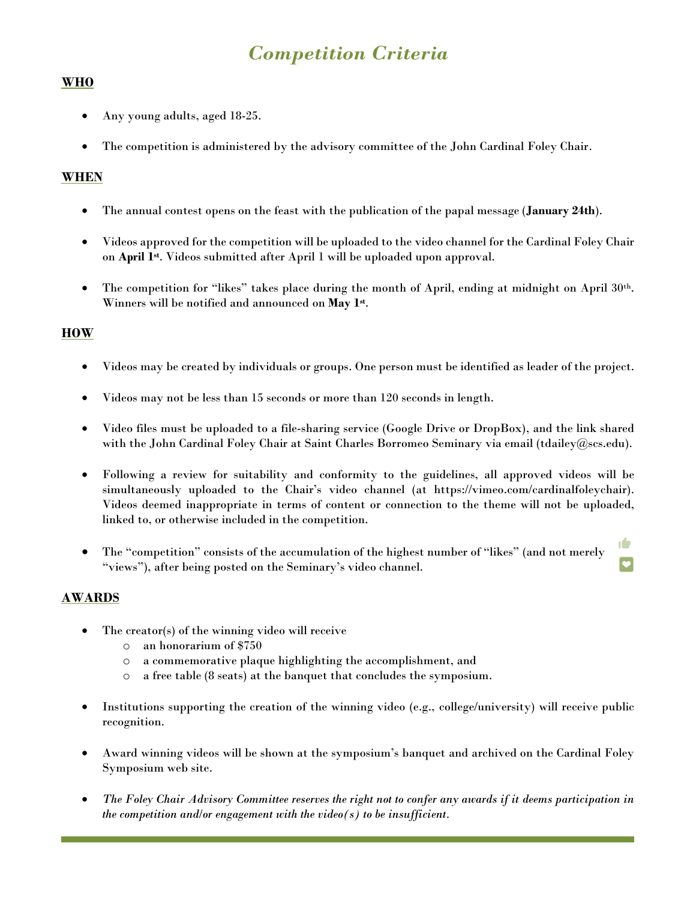# *Competition Criteria*

## WHO

- Any young adults, aged 18-25.
- The competition is administered by the advisory committee of the John Cardinal Foley Chair.

## WHEN

- The annual contest opens on the feast with the publication of the papal message (**January 24th**).
- Videos approved for the competition will be uploaded to the video channel for the Cardinal Foley Chair on **April 1st**. Videos submitted after April 1 will be uploaded upon approval.
- The competition for "likes" takes place during the month of April, ending at midnight on April 30th. Winners will be notified and announced on **May 1st**.

## HOW

- Videos may be created by individuals or groups. One person must be identified as leader of the project.
- Videos may not be less than 15 seconds or more than 120 seconds in length.
- Video files must be uploaded to a file-sharing service (Google Drive or DropBox), and the link shared with the John Cardinal Foley Chair at Saint Charles Borromeo Seminary via email (tdailey@scs.edu).
- Following a review for suitability and conformity to the guidelines, all approved videos will be simultaneously uploaded to the Chair's video channel (at https://vimeo.com/cardinalfoleychair). Videos deemed inappropriate in terms of content or connection to the theme will not be uploaded, linked to, or otherwise included in the competition.
- The "competition" consists of the accumulation of the highest number of "likes" (and not merely "views"), after being posted on the Seminary's video channel.

## AWARDS

- The creator(s) of the winning video will receive
  - an honorarium of $750
  - a commemorative plaque highlighting the accomplishment, and
  - a free table (8 seats) at the banquet that concludes the symposium.
- Institutions supporting the creation of the winning video (e.g., college/university) will receive public recognition.
- Award winning videos will be shown at the symposium's banquet and archived on the Cardinal Foley Symposium web site.
- *The Foley Chair Advisory Committee reserves the right not to confer any awards if it deems participation in the competition and/or engagement with the video(s) to be insufficient.*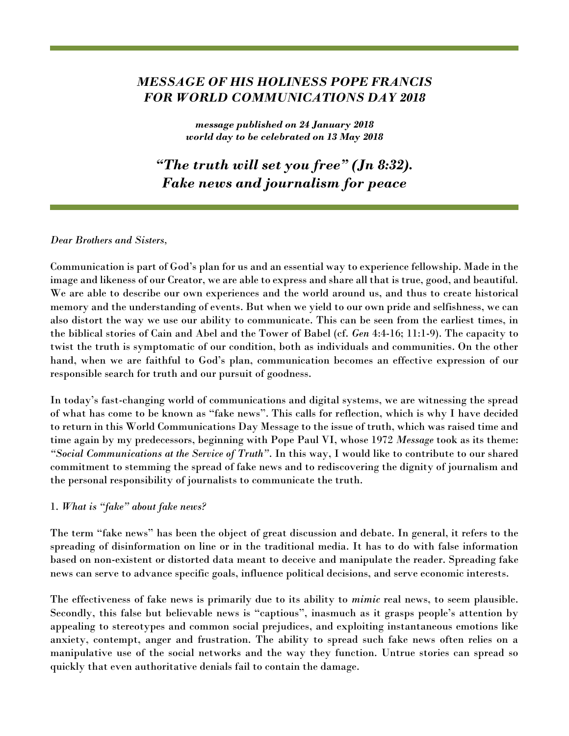## *MESSAGE OF HIS HOLINESS POPE FRANCIS FOR WORLD COMMUNICATIONS DAY 2018*

***message published on 24 January 2018***
***world day to be celebrated on 13 May 2018***

# *"The truth will set you free" (Jn 8:32). Fake news and journalism for peace*

*Dear Brothers and Sisters,*

Communication is part of God's plan for us and an essential way to experience fellowship. Made in the image and likeness of our Creator, we are able to express and share all that is true, good, and beautiful. We are able to describe our own experiences and the world around us, and thus to create historical memory and the understanding of events. But when we yield to our own pride and selfishness, we can also distort the way we use our ability to communicate. This can be seen from the earliest times, in the biblical stories of Cain and Abel and the Tower of Babel (cf. *Gen* 4:4-16; 11:1-9). The capacity to twist the truth is symptomatic of our condition, both as individuals and communities. On the other hand, when we are faithful to God's plan, communication becomes an effective expression of our responsible search for truth and our pursuit of goodness.

In today's fast-changing world of communications and digital systems, we are witnessing the spread of what has come to be known as "fake news". This calls for reflection, which is why I have decided to return in this World Communications Day Message to the issue of truth, which was raised time and time again by my predecessors, beginning with Pope Paul VI, whose 1972 *Message* took as its theme: *"Social Communications at the Service of Truth"*. In this way, I would like to contribute to our shared commitment to stemming the spread of fake news and to rediscovering the dignity of journalism and the personal responsibility of journalists to communicate the truth.

1. *What is "fake" about fake news?*

The term "fake news" has been the object of great discussion and debate. In general, it refers to the spreading of disinformation on line or in the traditional media. It has to do with false information based on non-existent or distorted data meant to deceive and manipulate the reader. Spreading fake news can serve to advance specific goals, influence political decisions, and serve economic interests.

The effectiveness of fake news is primarily due to its ability to *mimic* real news, to seem plausible. Secondly, this false but believable news is "captious", inasmuch as it grasps people's attention by appealing to stereotypes and common social prejudices, and exploiting instantaneous emotions like anxiety, contempt, anger and frustration. The ability to spread such fake news often relies on a manipulative use of the social networks and the way they function. Untrue stories can spread so quickly that even authoritative denials fail to contain the damage.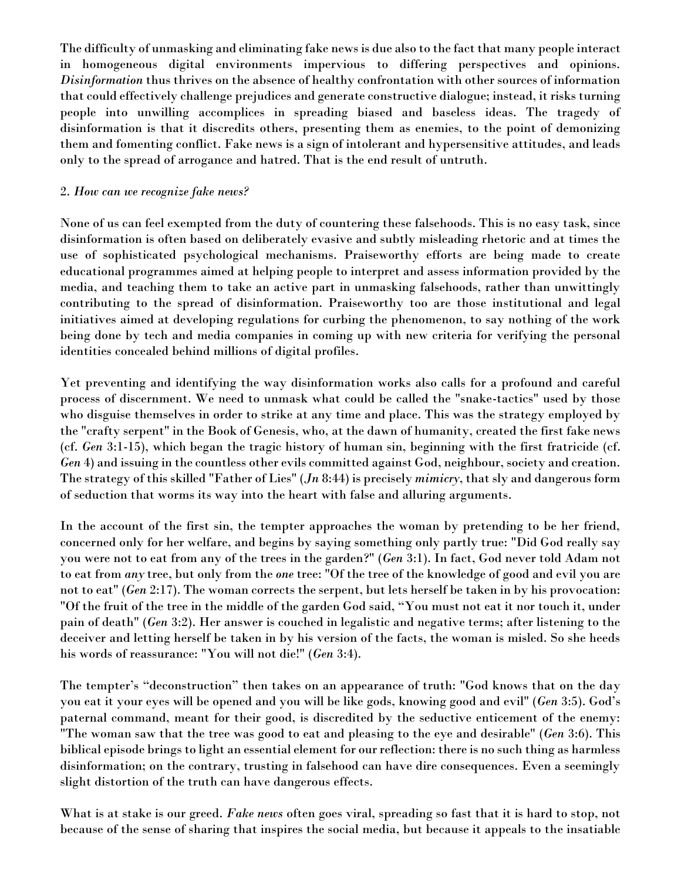The difficulty of unmasking and eliminating fake news is due also to the fact that many people interact in homogeneous digital environments impervious to differing perspectives and opinions. *Disinformation* thus thrives on the absence of healthy confrontation with other sources of information that could effectively challenge prejudices and generate constructive dialogue; instead, it risks turning people into unwilling accomplices in spreading biased and baseless ideas. The tragedy of disinformation is that it discredits others, presenting them as enemies, to the point of demonizing them and fomenting conflict. Fake news is a sign of intolerant and hypersensitive attitudes, and leads only to the spread of arrogance and hatred. That is the end result of untruth.

2. *How can we recognize fake news?*

None of us can feel exempted from the duty of countering these falsehoods. This is no easy task, since disinformation is often based on deliberately evasive and subtly misleading rhetoric and at times the use of sophisticated psychological mechanisms. Praiseworthy efforts are being made to create educational programmes aimed at helping people to interpret and assess information provided by the media, and teaching them to take an active part in unmasking falsehoods, rather than unwittingly contributing to the spread of disinformation. Praiseworthy too are those institutional and legal initiatives aimed at developing regulations for curbing the phenomenon, to say nothing of the work being done by tech and media companies in coming up with new criteria for verifying the personal identities concealed behind millions of digital profiles.

Yet preventing and identifying the way disinformation works also calls for a profound and careful process of discernment. We need to unmask what could be called the "snake-tactics" used by those who disguise themselves in order to strike at any time and place. This was the strategy employed by the "crafty serpent" in the Book of Genesis, who, at the dawn of humanity, created the first fake news (cf. *Gen* 3:1-15), which began the tragic history of human sin, beginning with the first fratricide (cf. *Gen* 4) and issuing in the countless other evils committed against God, neighbour, society and creation. The strategy of this skilled "Father of Lies" (*Jn* 8:44) is precisely *mimicry*, that sly and dangerous form of seduction that worms its way into the heart with false and alluring arguments.

In the account of the first sin, the tempter approaches the woman by pretending to be her friend, concerned only for her welfare, and begins by saying something only partly true: "Did God really say you were not to eat from any of the trees in the garden?" (*Gen* 3:1). In fact, God never told Adam not to eat from *any* tree, but only from the *one* tree: "Of the tree of the knowledge of good and evil you are not to eat" (*Gen* 2:17). The woman corrects the serpent, but lets herself be taken in by his provocation: "Of the fruit of the tree in the middle of the garden God said, "You must not eat it nor touch it, under pain of death" (*Gen* 3:2). Her answer is couched in legalistic and negative terms; after listening to the deceiver and letting herself be taken in by his version of the facts, the woman is misled. So she heeds his words of reassurance: "You will not die!" (*Gen* 3:4).

The tempter's "deconstruction" then takes on an appearance of truth: "God knows that on the day you eat it your eyes will be opened and you will be like gods, knowing good and evil" (*Gen* 3:5). God's paternal command, meant for their good, is discredited by the seductive enticement of the enemy: "The woman saw that the tree was good to eat and pleasing to the eye and desirable" (*Gen* 3:6). This biblical episode brings to light an essential element for our reflection: there is no such thing as harmless disinformation; on the contrary, trusting in falsehood can have dire consequences. Even a seemingly slight distortion of the truth can have dangerous effects.

What is at stake is our greed. *Fake news* often goes viral, spreading so fast that it is hard to stop, not because of the sense of sharing that inspires the social media, but because it appeals to the insatiable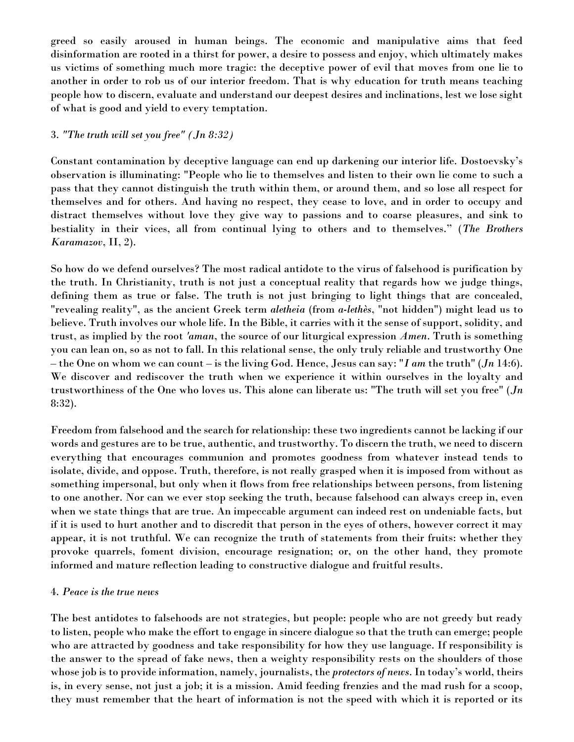greed so easily aroused in human beings. The economic and manipulative aims that feed disinformation are rooted in a thirst for power, a desire to possess and enjoy, which ultimately makes us victims of something much more tragic: the deceptive power of evil that moves from one lie to another in order to rob us of our interior freedom. That is why education for truth means teaching people how to discern, evaluate and understand our deepest desires and inclinations, lest we lose sight of what is good and yield to every temptation.

### 3. *"The truth will set you free" (Jn 8:32)*

Constant contamination by deceptive language can end up darkening our interior life. Dostoevsky's observation is illuminating: "People who lie to themselves and listen to their own lie come to such a pass that they cannot distinguish the truth within them, or around them, and so lose all respect for themselves and for others. And having no respect, they cease to love, and in order to occupy and distract themselves without love they give way to passions and to coarse pleasures, and sink to bestiality in their vices, all from continual lying to others and to themselves." (*The Brothers Karamazov*, II, 2).

So how do we defend ourselves? The most radical antidote to the virus of falsehood is purification by the truth. In Christianity, truth is not just a conceptual reality that regards how we judge things, defining them as true or false. The truth is not just bringing to light things that are concealed, "revealing reality", as the ancient Greek term *aletheia* (from *a-lethès*, "not hidden") might lead us to believe. Truth involves our whole life. In the Bible, it carries with it the sense of support, solidity, and trust, as implied by the root *'aman*, the source of our liturgical expression *Amen*. Truth is something you can lean on, so as not to fall. In this relational sense, the only truly reliable and trustworthy One – the One on whom we can count – is the living God. Hence, Jesus can say: "*I am* the truth" (*Jn* 14:6). We discover and rediscover the truth when we experience it within ourselves in the loyalty and trustworthiness of the One who loves us. This alone can liberate us: "The truth will set you free" (*Jn* 8:32).

Freedom from falsehood and the search for relationship: these two ingredients cannot be lacking if our words and gestures are to be true, authentic, and trustworthy. To discern the truth, we need to discern everything that encourages communion and promotes goodness from whatever instead tends to isolate, divide, and oppose. Truth, therefore, is not really grasped when it is imposed from without as something impersonal, but only when it flows from free relationships between persons, from listening to one another. Nor can we ever stop seeking the truth, because falsehood can always creep in, even when we state things that are true. An impeccable argument can indeed rest on undeniable facts, but if it is used to hurt another and to discredit that person in the eyes of others, however correct it may appear, it is not truthful. We can recognize the truth of statements from their fruits: whether they provoke quarrels, foment division, encourage resignation; or, on the other hand, they promote informed and mature reflection leading to constructive dialogue and fruitful results.

### 4. *Peace is the true news*

The best antidotes to falsehoods are not strategies, but people: people who are not greedy but ready to listen, people who make the effort to engage in sincere dialogue so that the truth can emerge; people who are attracted by goodness and take responsibility for how they use language. If responsibility is the answer to the spread of fake news, then a weighty responsibility rests on the shoulders of those whose job is to provide information, namely, journalists, the *protectors of news*. In today's world, theirs is, in every sense, not just a job; it is a mission. Amid feeding frenzies and the mad rush for a scoop, they must remember that the heart of information is not the speed with which it is reported or its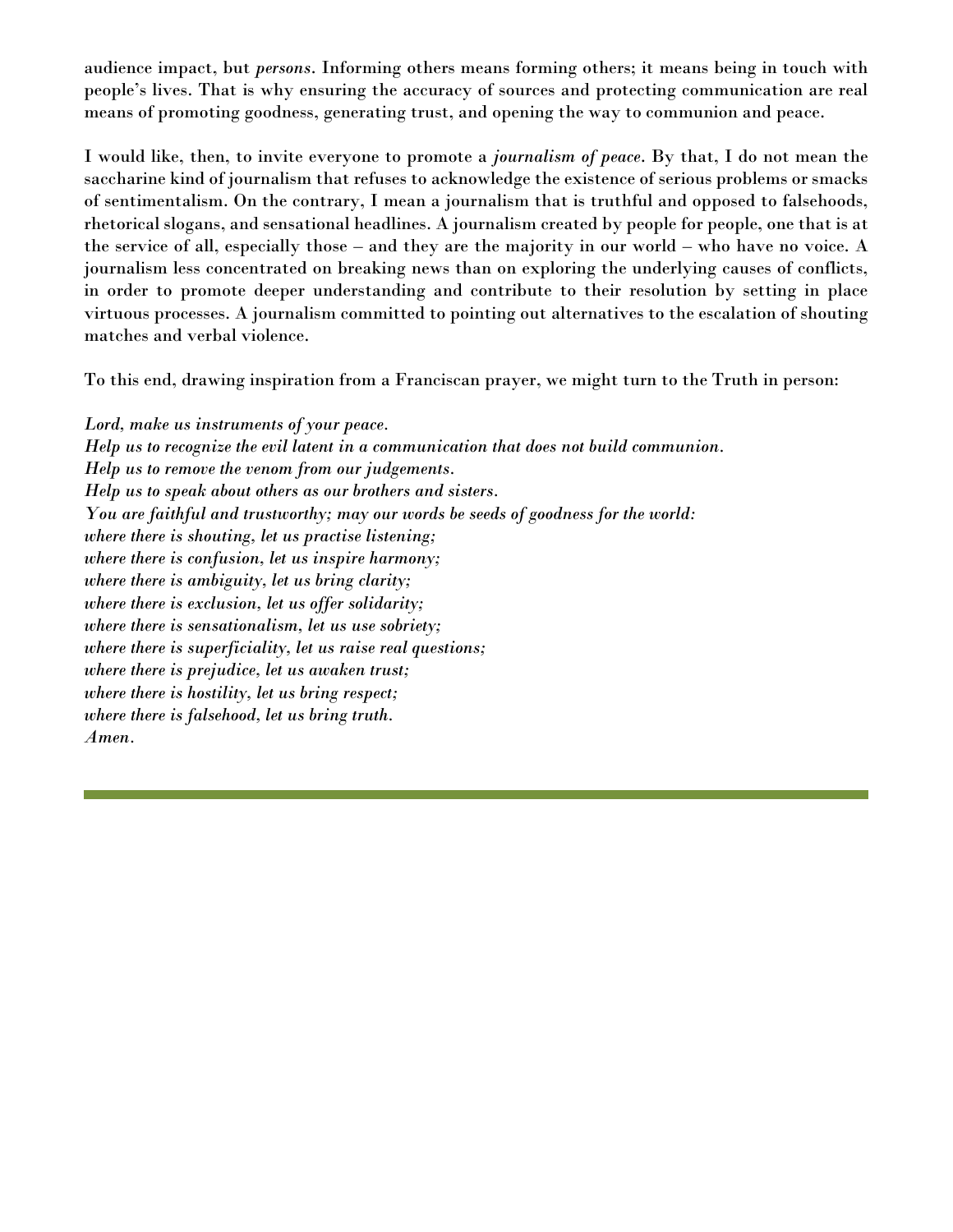audience impact, but *persons*. Informing others means forming others; it means being in touch with people's lives. That is why ensuring the accuracy of sources and protecting communication are real means of promoting goodness, generating trust, and opening the way to communion and peace.

I would like, then, to invite everyone to promote a *journalism of peace*. By that, I do not mean the saccharine kind of journalism that refuses to acknowledge the existence of serious problems or smacks of sentimentalism. On the contrary, I mean a journalism that is truthful and opposed to falsehoods, rhetorical slogans, and sensational headlines. A journalism created by people for people, one that is at the service of all, especially those – and they are the majority in our world – who have no voice. A journalism less concentrated on breaking news than on exploring the underlying causes of conflicts, in order to promote deeper understanding and contribute to their resolution by setting in place virtuous processes. A journalism committed to pointing out alternatives to the escalation of shouting matches and verbal violence.

To this end, drawing inspiration from a Franciscan prayer, we might turn to the Truth in person:

*Lord, make us instruments of your peace.*
*Help us to recognize the evil latent in a communication that does not build communion.*
*Help us to remove the venom from our judgements.*
*Help us to speak about others as our brothers and sisters.*
*You are faithful and trustworthy; may our words be seeds of goodness for the world:*
*where there is shouting, let us practise listening;*
*where there is confusion, let us inspire harmony;*
*where there is ambiguity, let us bring clarity;*
*where there is exclusion, let us offer solidarity;*
*where there is sensationalism, let us use sobriety;*
*where there is superficiality, let us raise real questions;*
*where there is prejudice, let us awaken trust;*
*where there is hostility, let us bring respect;*
*where there is falsehood, let us bring truth.*
*Amen.*